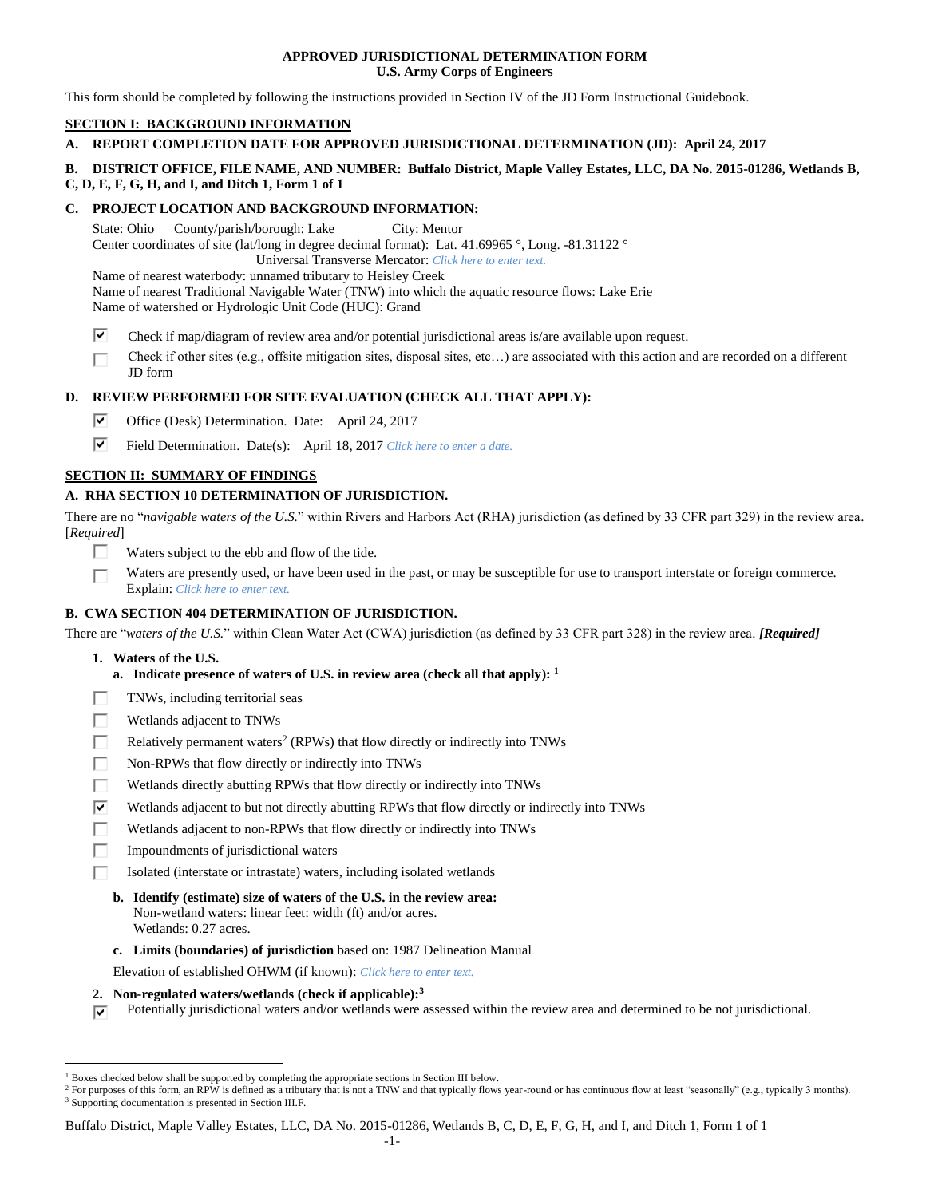**APPROVED JURISDICTIONAL DETERMINATION FORM**
**U.S. Army Corps of Engineers**

This form should be completed by following the instructions provided in Section IV of the JD Form Instructional Guidebook.

## SECTION I: BACKGROUND INFORMATION

**A. REPORT COMPLETION DATE FOR APPROVED JURISDICTIONAL DETERMINATION (JD): April 24, 2017**

**B. DISTRICT OFFICE, FILE NAME, AND NUMBER: Buffalo District, Maple Valley Estates, LLC, DA No. 2015-01286, Wetlands B, C, D, E, F, G, H, and I, and Ditch 1, Form 1 of 1**

**C. PROJECT LOCATION AND BACKGROUND INFORMATION:**

State: Ohio County/parish/borough: Lake City: Mentor
Center coordinates of site (lat/long in degree decimal format): Lat. 41.69965 °, Long. -81.31122 °
Universal Transverse Mercator: Click here to enter text.
Name of nearest waterbody: unnamed tributary to Heisley Creek
Name of nearest Traditional Navigable Water (TNW) into which the aquatic resource flows: Lake Erie
Name of watershed or Hydrologic Unit Code (HUC): Grand

☑ Check if map/diagram of review area and/or potential jurisdictional areas is/are available upon request.
☐ Check if other sites (e.g., offsite mitigation sites, disposal sites, etc…) are associated with this action and are recorded on a different JD form

**D. REVIEW PERFORMED FOR SITE EVALUATION (CHECK ALL THAT APPLY):**

☑ Office (Desk) Determination. Date: April 24, 2017
☑ Field Determination. Date(s): April 18, 2017 Click here to enter a date.

## SECTION II: SUMMARY OF FINDINGS

**A. RHA SECTION 10 DETERMINATION OF JURISDICTION.**

There are no "*navigable waters of the U.S.*" within Rivers and Harbors Act (RHA) jurisdiction (as defined by 33 CFR part 329) in the review area. [*Required*]

☐ Waters subject to the ebb and flow of the tide.
☐ Waters are presently used, or have been used in the past, or may be susceptible for use to transport interstate or foreign commerce. Explain: Click here to enter text.

**B. CWA SECTION 404 DETERMINATION OF JURISDICTION.**

There are "*waters of the U.S.*" within Clean Water Act (CWA) jurisdiction (as defined by 33 CFR part 328) in the review area. ***[Required]***

**1. Waters of the U.S.**

**a. Indicate presence of waters of U.S. in review area (check all that apply): [1]**

☐ TNWs, including territorial seas
☐ Wetlands adjacent to TNWs
☐ Relatively permanent waters[2] (RPWs) that flow directly or indirectly into TNWs
☐ Non-RPWs that flow directly or indirectly into TNWs
☐ Wetlands directly abutting RPWs that flow directly or indirectly into TNWs
☑ Wetlands adjacent to but not directly abutting RPWs that flow directly or indirectly into TNWs
☐ Wetlands adjacent to non-RPWs that flow directly or indirectly into TNWs
☐ Impoundments of jurisdictional waters
☐ Isolated (interstate or intrastate) waters, including isolated wetlands

**b. Identify (estimate) size of waters of the U.S. in the review area:**
Non-wetland waters: linear feet: width (ft) and/or acres.
Wetlands: 0.27 acres.

**c. Limits (boundaries) of jurisdiction** based on: 1987 Delineation Manual

Elevation of established OHWM (if known): Click here to enter text.

**2. Non-regulated waters/wetlands (check if applicable):[3]**

☑ Potentially jurisdictional waters and/or wetlands were assessed within the review area and determined to be not jurisdictional.

---

[1] Boxes checked below shall be supported by completing the appropriate sections in Section III below.
[2] For purposes of this form, an RPW is defined as a tributary that is not a TNW and that typically flows year-round or has continuous flow at least "seasonally" (e.g., typically 3 months).
[3] Supporting documentation is presented in Section III.F.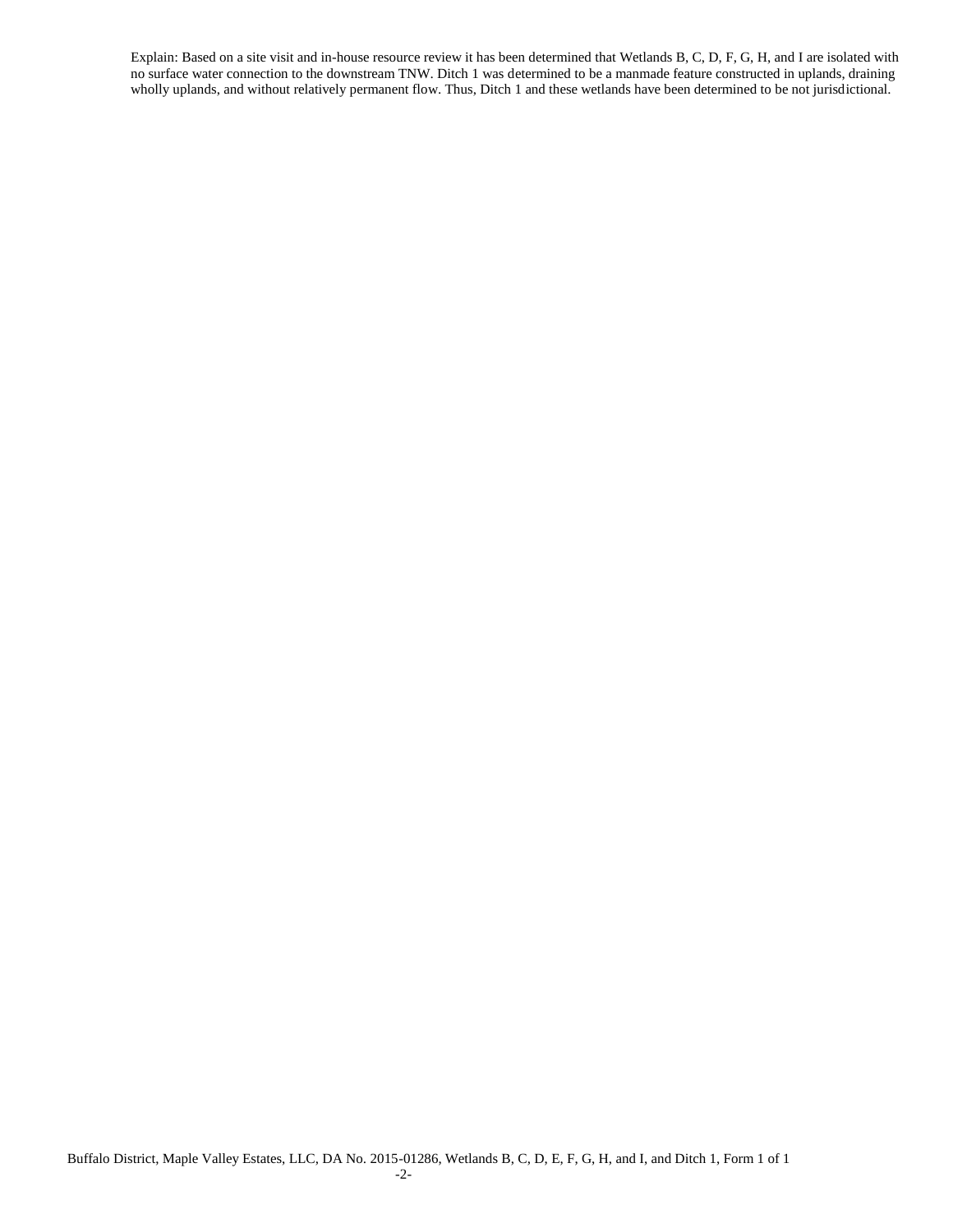Explain: Based on a site visit and in-house resource review it has been determined that Wetlands B, C, D, F, G, H, and I are isolated with no surface water connection to the downstream TNW. Ditch 1 was determined to be a manmade feature constructed in uplands, draining wholly uplands, and without relatively permanent flow. Thus, Ditch 1 and these wetlands have been determined to be not jurisdictional.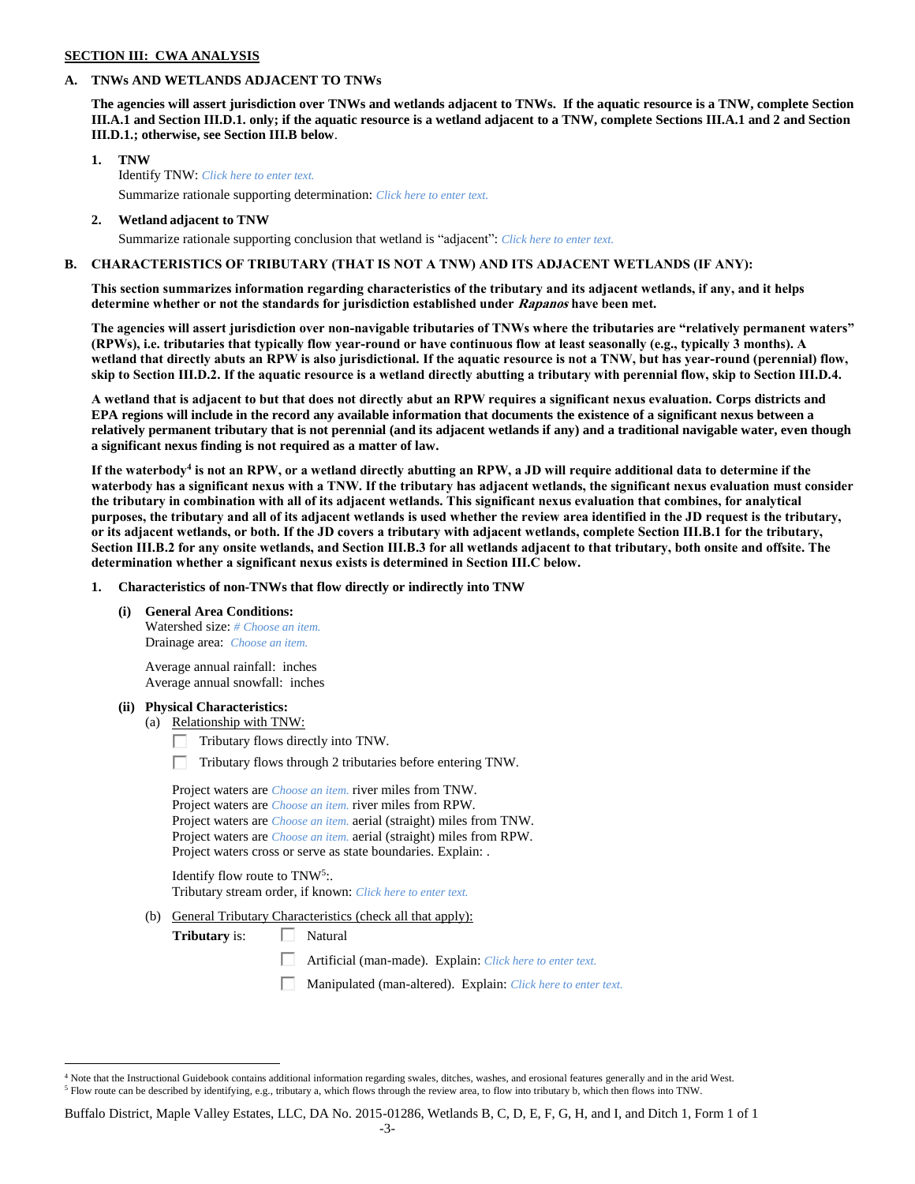**SECTION III: CWA ANALYSIS**

**A. TNWs AND WETLANDS ADJACENT TO TNWs**

**The agencies will assert jurisdiction over TNWs and wetlands adjacent to TNWs. If the aquatic resource is a TNW, complete Section III.A.1 and Section III.D.1. only; if the aquatic resource is a wetland adjacent to a TNW, complete Sections III.A.1 and 2 and Section III.D.1.; otherwise, see Section III.B below**.

**1. TNW**

Identify TNW: *Click here to enter text.*

Summarize rationale supporting determination: *Click here to enter text.*

**2. Wetland adjacent to TNW**

Summarize rationale supporting conclusion that wetland is "adjacent": *Click here to enter text.*

**B. CHARACTERISTICS OF TRIBUTARY (THAT IS NOT A TNW) AND ITS ADJACENT WETLANDS (IF ANY):**

**This section summarizes information regarding characteristics of the tributary and its adjacent wetlands, if any, and it helps determine whether or not the standards for jurisdiction established under *Rapanos* have been met.**

**The agencies will assert jurisdiction over non-navigable tributaries of TNWs where the tributaries are "relatively permanent waters" (RPWs), i.e. tributaries that typically flow year-round or have continuous flow at least seasonally (e.g., typically 3 months). A wetland that directly abuts an RPW is also jurisdictional. If the aquatic resource is not a TNW, but has year-round (perennial) flow, skip to Section III.D.2. If the aquatic resource is a wetland directly abutting a tributary with perennial flow, skip to Section III.D.4.**

**A wetland that is adjacent to but that does not directly abut an RPW requires a significant nexus evaluation. Corps districts and EPA regions will include in the record any available information that documents the existence of a significant nexus between a relatively permanent tributary that is not perennial (and its adjacent wetlands if any) and a traditional navigable water, even though a significant nexus finding is not required as a matter of law.**

**If the waterbody[4] is not an RPW, or a wetland directly abutting an RPW, a JD will require additional data to determine if the waterbody has a significant nexus with a TNW. If the tributary has adjacent wetlands, the significant nexus evaluation must consider the tributary in combination with all of its adjacent wetlands. This significant nexus evaluation that combines, for analytical purposes, the tributary and all of its adjacent wetlands is used whether the review area identified in the JD request is the tributary, or its adjacent wetlands, or both. If the JD covers a tributary with adjacent wetlands, complete Section III.B.1 for the tributary, Section III.B.2 for any onsite wetlands, and Section III.B.3 for all wetlands adjacent to that tributary, both onsite and offsite. The determination whether a significant nexus exists is determined in Section III.C below.**

**1. Characteristics of non-TNWs that flow directly or indirectly into TNW**

**(i) General Area Conditions:**

Watershed size: *# Choose an item.*
Drainage area: *Choose an item.*

Average annual rainfall: inches
Average annual snowfall: inches

**(ii) Physical Characteristics:**

(a) Relationship with TNW:

☐ Tributary flows directly into TNW.

☐ Tributary flows through 2 tributaries before entering TNW.

Project waters are *Choose an item.* river miles from TNW.
Project waters are *Choose an item.* river miles from RPW.
Project waters are *Choose an item.* aerial (straight) miles from TNW.
Project waters are *Choose an item.* aerial (straight) miles from RPW.
Project waters cross or serve as state boundaries. Explain: .

Identify flow route to TNW[5]:.
Tributary stream order, if known: *Click here to enter text.*

(b) General Tributary Characteristics (check all that apply):

**Tributary** is: ☐ Natural

☐ Artificial (man-made). Explain: *Click here to enter text.*

☐ Manipulated (man-altered). Explain: *Click here to enter text.*

---

[4] Note that the Instructional Guidebook contains additional information regarding swales, ditches, washes, and erosional features generally and in the arid West.

[5] Flow route can be described by identifying, e.g., tributary a, which flows through the review area, to flow into tributary b, which then flows into TNW.

Buffalo District, Maple Valley Estates, LLC, DA No. 2015-01286, Wetlands B, C, D, E, F, G, H, and I, and Ditch 1, Form 1 of 1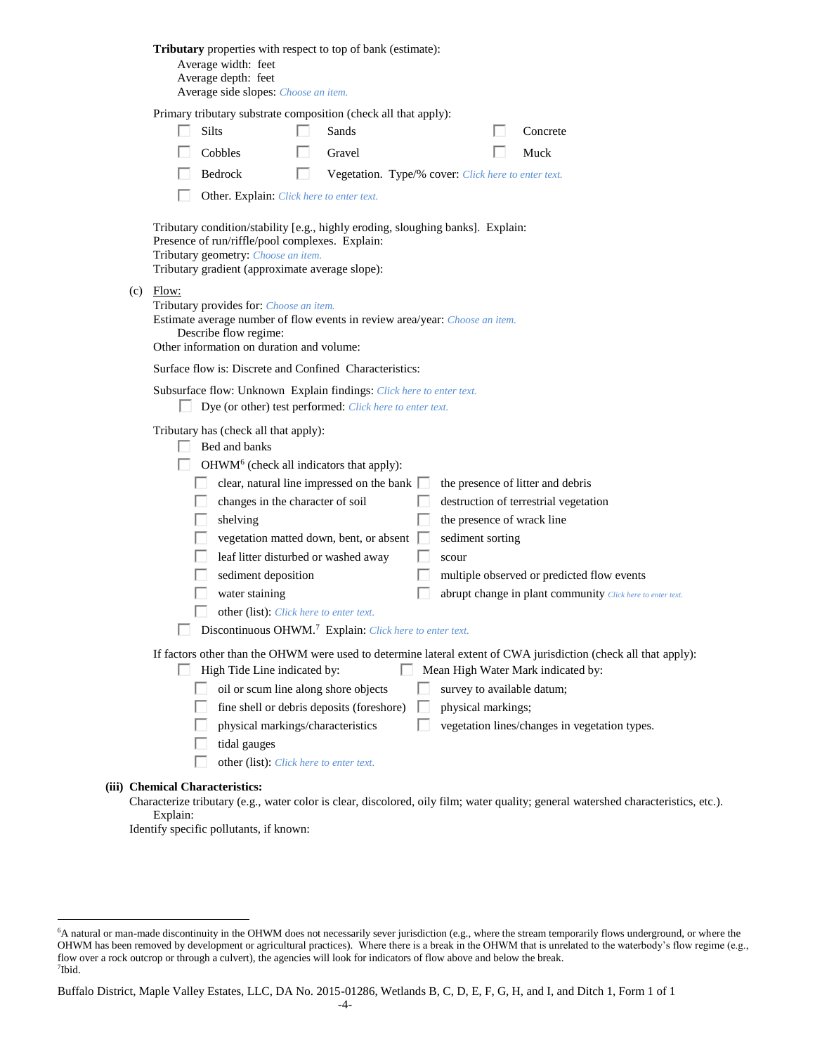**Tributary** properties with respect to top of bank (estimate):
Average width: feet
Average depth: feet
Average side slopes: *Choose an item.*

Primary tributary substrate composition (check all that apply):

- ☐ Silts
- ☐ Sands
- ☐ Concrete
- ☐ Cobbles
- ☐ Gravel
- ☐ Muck
- ☐ Bedrock
- ☐ Vegetation. Type/% cover: *Click here to enter text.*
- ☐ Other. Explain: *Click here to enter text.*

Tributary condition/stability [e.g., highly eroding, sloughing banks]. Explain:
Presence of run/riffle/pool complexes. Explain:
Tributary geometry: *Choose an item.*
Tributary gradient (approximate average slope):

(c) Flow:
Tributary provides for: *Choose an item.*
Estimate average number of flow events in review area/year: *Choose an item.*
Describe flow regime:
Other information on duration and volume:

Surface flow is: Discrete and Confined Characteristics:

Subsurface flow: Unknown Explain findings: *Click here to enter text.*
☐ Dye (or other) test performed: *Click here to enter text.*

Tributary has (check all that apply):

- ☐ Bed and banks
- ☐ OHWM[6] (check all indicators that apply):
  - ☐ clear, natural line impressed on the bank
  - ☐ the presence of litter and debris
  - ☐ changes in the character of soil
  - ☐ destruction of terrestrial vegetation
  - ☐ shelving
  - ☐ the presence of wrack line
  - ☐ vegetation matted down, bent, or absent
  - ☐ sediment sorting
  - ☐ leaf litter disturbed or washed away
  - ☐ scour
  - ☐ sediment deposition
  - ☐ multiple observed or predicted flow events
  - ☐ water staining
  - ☐ abrupt change in plant community *Click here to enter text.*
  - ☐ other (list): *Click here to enter text.*
- ☐ Discontinuous OHWM.[7] Explain: *Click here to enter text.*

If factors other than the OHWM were used to determine lateral extent of CWA jurisdiction (check all that apply):

- ☐ High Tide Line indicated by:
  - ☐ oil or scum line along shore objects
  - ☐ fine shell or debris deposits (foreshore)
  - ☐ physical markings/characteristics
  - ☐ tidal gauges
  - ☐ other (list): *Click here to enter text.*
- ☐ Mean High Water Mark indicated by:
  - ☐ survey to available datum;
  - ☐ physical markings;
  - ☐ vegetation lines/changes in vegetation types.

**(iii) Chemical Characteristics:**
Characterize tributary (e.g., water color is clear, discolored, oily film; water quality; general watershed characteristics, etc.).
Explain:
Identify specific pollutants, if known:

---

[6]A natural or man-made discontinuity in the OHWM does not necessarily sever jurisdiction (e.g., where the stream temporarily flows underground, or where the OHWM has been removed by development or agricultural practices). Where there is a break in the OHWM that is unrelated to the waterbody's flow regime (e.g., flow over a rock outcrop or through a culvert), the agencies will look for indicators of flow above and below the break.
[7]Ibid.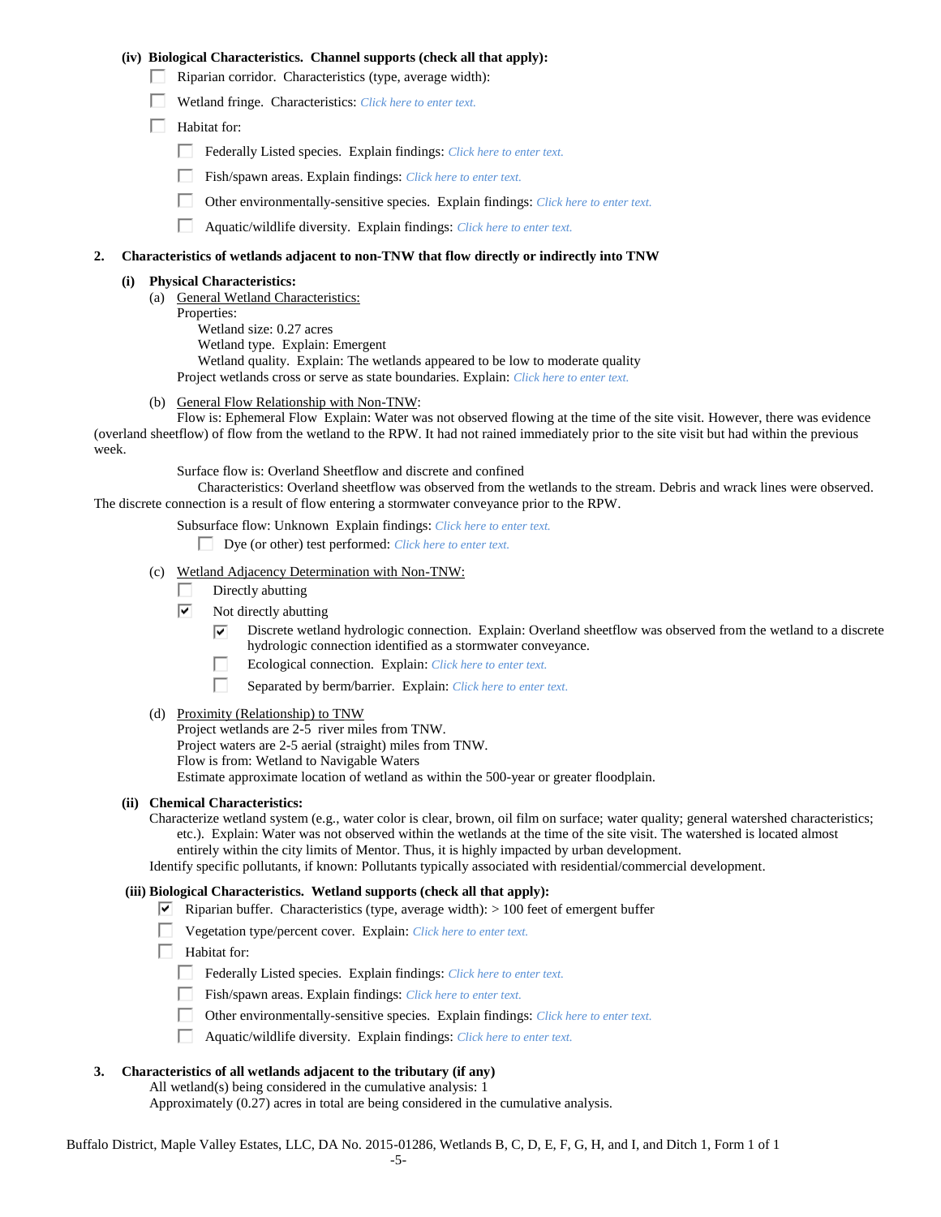**(iv) Biological Characteristics. Channel supports (check all that apply):**

- ☐ Riparian corridor. Characteristics (type, average width):
- ☐ Wetland fringe. Characteristics: *Click here to enter text.*
- ☐ Habitat for:
  - ☐ Federally Listed species. Explain findings: *Click here to enter text.*
  - ☐ Fish/spawn areas. Explain findings: *Click here to enter text.*
  - ☐ Other environmentally-sensitive species. Explain findings: *Click here to enter text.*
  - ☐ Aquatic/wildlife diversity. Explain findings: *Click here to enter text.*

**2. Characteristics of wetlands adjacent to non-TNW that flow directly or indirectly into TNW**

**(i) Physical Characteristics:**

(a) General Wetland Characteristics:

Properties:

Wetland size: 0.27 acres

Wetland type. Explain: Emergent

Wetland quality. Explain: The wetlands appeared to be low to moderate quality

Project wetlands cross or serve as state boundaries. Explain: *Click here to enter text.*

(b) General Flow Relationship with Non-TNW:

Flow is: Ephemeral Flow Explain: Water was not observed flowing at the time of the site visit. However, there was evidence (overland sheetflow) of flow from the wetland to the RPW. It had not rained immediately prior to the site visit but had within the previous week.

Surface flow is: Overland Sheetflow and discrete and confined

Characteristics: Overland sheetflow was observed from the wetlands to the stream. Debris and wrack lines were observed. The discrete connection is a result of flow entering a stormwater conveyance prior to the RPW.

Subsurface flow: Unknown Explain findings: *Click here to enter text.*

- ☐ Dye (or other) test performed: *Click here to enter text.*

(c) Wetland Adjacency Determination with Non-TNW:

- ☐ Directly abutting
- ☑ Not directly abutting
  - ☑ Discrete wetland hydrologic connection. Explain: Overland sheetflow was observed from the wetland to a discrete hydrologic connection identified as a stormwater conveyance.
  - ☐ Ecological connection. Explain: *Click here to enter text.*
  - ☐ Separated by berm/barrier. Explain: *Click here to enter text.*

(d) Proximity (Relationship) to TNW

Project wetlands are 2-5 river miles from TNW.

Project waters are 2-5 aerial (straight) miles from TNW.

Flow is from: Wetland to Navigable Waters

Estimate approximate location of wetland as within the 500-year or greater floodplain.

**(ii) Chemical Characteristics:**

Characterize wetland system (e.g., water color is clear, brown, oil film on surface; water quality; general watershed characteristics; etc.). Explain: Water was not observed within the wetlands at the time of the site visit. The watershed is located almost entirely within the city limits of Mentor. Thus, it is highly impacted by urban development.

Identify specific pollutants, if known: Pollutants typically associated with residential/commercial development.

**(iii) Biological Characteristics. Wetland supports (check all that apply):**

- ☑ Riparian buffer. Characteristics (type, average width): > 100 feet of emergent buffer
- ☐ Vegetation type/percent cover. Explain: *Click here to enter text.*
- ☐ Habitat for:
  - ☐ Federally Listed species. Explain findings: *Click here to enter text.*
  - ☐ Fish/spawn areas. Explain findings: *Click here to enter text.*
  - ☐ Other environmentally-sensitive species. Explain findings: *Click here to enter text.*
  - ☐ Aquatic/wildlife diversity. Explain findings: *Click here to enter text.*

**3. Characteristics of all wetlands adjacent to the tributary (if any)**

All wetland(s) being considered in the cumulative analysis: 1

Approximately (0.27) acres in total are being considered in the cumulative analysis.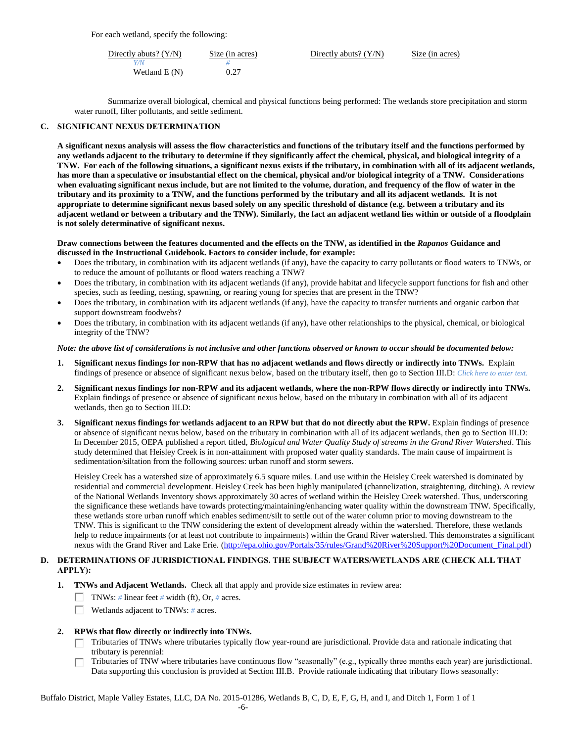For each wetland, specify the following:

| Directly abuts? (Y/N) | Size (in acres) | Directly abuts? (Y/N) | Size (in acres) |
|---|---|---|---|
| *Y/N* | *#* | | |
| Wetland E (N) | 0.27 | | |

Summarize overall biological, chemical and physical functions being performed: The wetlands store precipitation and storm water runoff, filter pollutants, and settle sediment.

## C. SIGNIFICANT NEXUS DETERMINATION

**A significant nexus analysis will assess the flow characteristics and functions of the tributary itself and the functions performed by any wetlands adjacent to the tributary to determine if they significantly affect the chemical, physical, and biological integrity of a TNW. For each of the following situations, a significant nexus exists if the tributary, in combination with all of its adjacent wetlands, has more than a speculative or insubstantial effect on the chemical, physical and/or biological integrity of a TNW. Considerations when evaluating significant nexus include, but are not limited to the volume, duration, and frequency of the flow of water in the tributary and its proximity to a TNW, and the functions performed by the tributary and all its adjacent wetlands. It is not appropriate to determine significant nexus based solely on any specific threshold of distance (e.g. between a tributary and its adjacent wetland or between a tributary and the TNW). Similarly, the fact an adjacent wetland lies within or outside of a floodplain is not solely determinative of significant nexus.**

**Draw connections between the features documented and the effects on the TNW, as identified in the *Rapanos* Guidance and discussed in the Instructional Guidebook. Factors to consider include, for example:**

- Does the tributary, in combination with its adjacent wetlands (if any), have the capacity to carry pollutants or flood waters to TNWs, or to reduce the amount of pollutants or flood waters reaching a TNW?
- Does the tributary, in combination with its adjacent wetlands (if any), provide habitat and lifecycle support functions for fish and other species, such as feeding, nesting, spawning, or rearing young for species that are present in the TNW?
- Does the tributary, in combination with its adjacent wetlands (if any), have the capacity to transfer nutrients and organic carbon that support downstream foodwebs?
- Does the tributary, in combination with its adjacent wetlands (if any), have other relationships to the physical, chemical, or biological integrity of the TNW?

***Note: the above list of considerations is not inclusive and other functions observed or known to occur should be documented below:***

1. **Significant nexus findings for non-RPW that has no adjacent wetlands and flows directly or indirectly into TNWs.** Explain findings of presence or absence of significant nexus below, based on the tributary itself, then go to Section III.D: *Click here to enter text.*

2. **Significant nexus findings for non-RPW and its adjacent wetlands, where the non-RPW flows directly or indirectly into TNWs.** Explain findings of presence or absence of significant nexus below, based on the tributary in combination with all of its adjacent wetlands, then go to Section III.D:

3. **Significant nexus findings for wetlands adjacent to an RPW but that do not directly abut the RPW.** Explain findings of presence or absence of significant nexus below, based on the tributary in combination with all of its adjacent wetlands, then go to Section III.D: In December 2015, OEPA published a report titled, *Biological and Water Quality Study of streams in the Grand River Watershed*. This study determined that Heisley Creek is in non-attainment with proposed water quality standards. The main cause of impairment is sedimentation/siltation from the following sources: urban runoff and storm sewers.

   Heisley Creek has a watershed size of approximately 6.5 square miles. Land use within the Heisley Creek watershed is dominated by residential and commercial development. Heisley Creek has been highly manipulated (channelization, straightening, ditching). A review of the National Wetlands Inventory shows approximately 30 acres of wetland within the Heisley Creek watershed. Thus, underscoring the significance these wetlands have towards protecting/maintaining/enhancing water quality within the downstream TNW. Specifically, these wetlands store urban runoff which enables sediment/silt to settle out of the water column prior to moving downstream to the TNW. This is significant to the TNW considering the extent of development already within the watershed. Therefore, these wetlands help to reduce impairments (or at least not contribute to impairments) within the Grand River watershed. This demonstrates a significant nexus with the Grand River and Lake Erie. (http://epa.ohio.gov/Portals/35/rules/Grand%20River%20Support%20Document_Final.pdf)

## D. DETERMINATIONS OF JURISDICTIONAL FINDINGS. THE SUBJECT WATERS/WETLANDS ARE (CHECK ALL THAT APPLY):

1. **TNWs and Adjacent Wetlands.** Check all that apply and provide size estimates in review area:
   - ☐ TNWs: *#* linear feet *#* width (ft), Or, *#* acres.
   - ☐ Wetlands adjacent to TNWs: *#* acres.

2. **RPWs that flow directly or indirectly into TNWs.**
   - ☐ Tributaries of TNWs where tributaries typically flow year-round are jurisdictional. Provide data and rationale indicating that tributary is perennial:
   - ☐ Tributaries of TNW where tributaries have continuous flow "seasonally" (e.g., typically three months each year) are jurisdictional. Data supporting this conclusion is provided at Section III.B. Provide rationale indicating that tributary flows seasonally: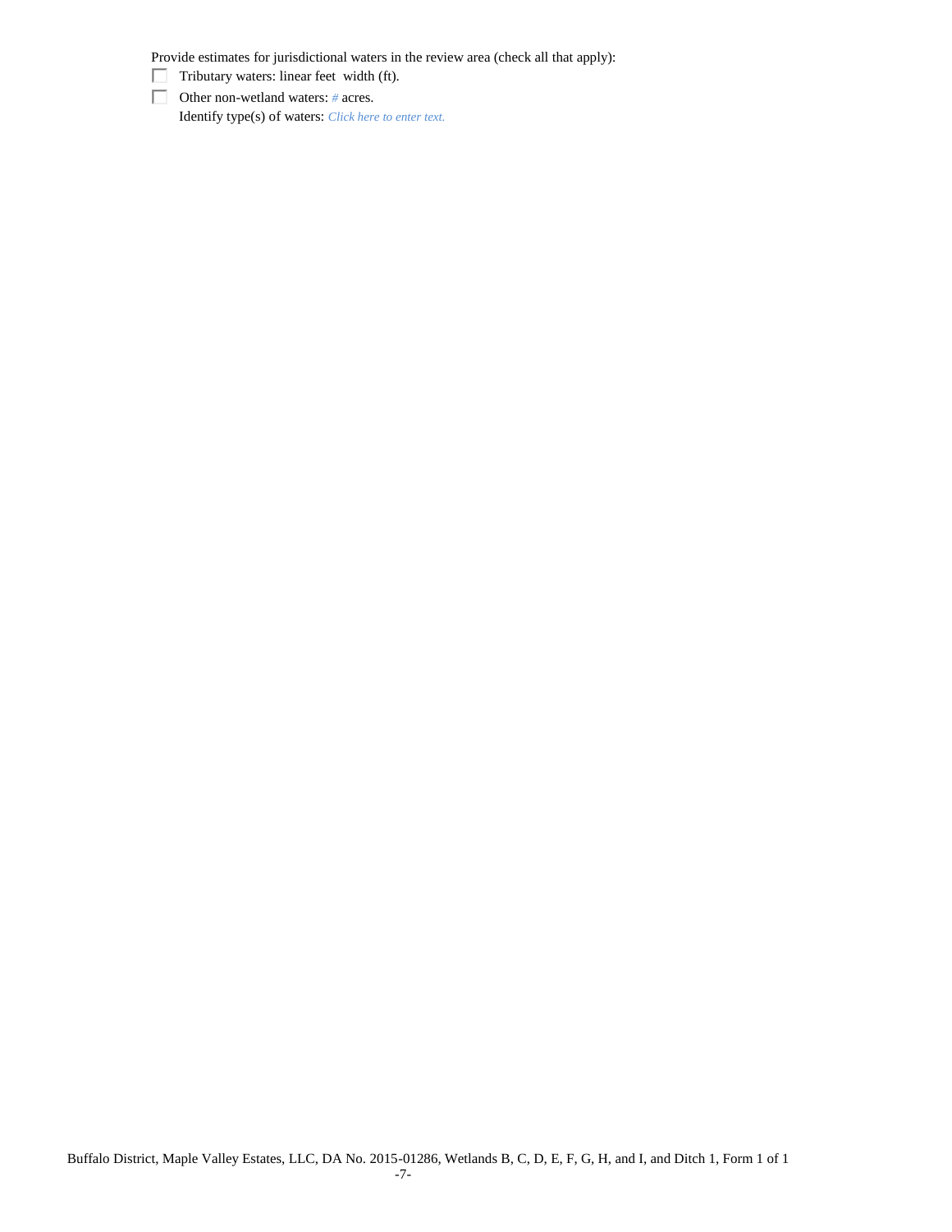Provide estimates for jurisdictional waters in the review area (check all that apply):

- ☐ Tributary waters: linear feet width (ft).
- ☐ Other non-wetland waters: # acres.

  Identify type(s) of waters: *Click here to enter text.*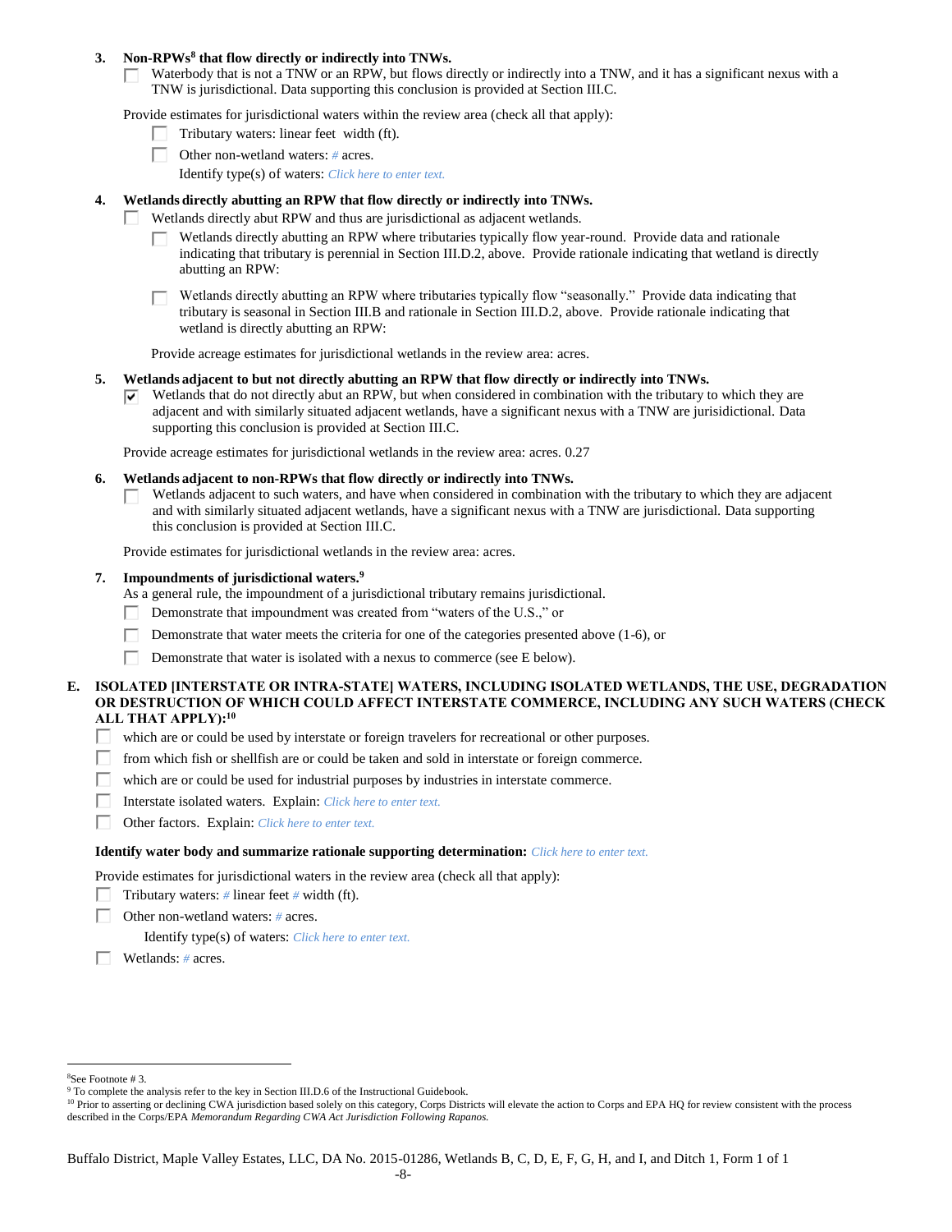**3. Non-RPWs[8] that flow directly or indirectly into TNWs.**

☐ Waterbody that is not a TNW or an RPW, but flows directly or indirectly into a TNW, and it has a significant nexus with a TNW is jurisdictional. Data supporting this conclusion is provided at Section III.C.

Provide estimates for jurisdictional waters within the review area (check all that apply):

- ☐ Tributary waters: linear feet width (ft).
- ☐ Other non-wetland waters: # acres.
  Identify type(s) of waters: *Click here to enter text.*

**4. Wetlands directly abutting an RPW that flow directly or indirectly into TNWs.**

☐ Wetlands directly abut RPW and thus are jurisdictional as adjacent wetlands.

- ☐ Wetlands directly abutting an RPW where tributaries typically flow year-round. Provide data and rationale indicating that tributary is perennial in Section III.D.2, above. Provide rationale indicating that wetland is directly abutting an RPW:
- ☐ Wetlands directly abutting an RPW where tributaries typically flow "seasonally." Provide data indicating that tributary is seasonal in Section III.B and rationale in Section III.D.2, above. Provide rationale indicating that wetland is directly abutting an RPW:

Provide acreage estimates for jurisdictional wetlands in the review area: acres.

**5. Wetlands adjacent to but not directly abutting an RPW that flow directly or indirectly into TNWs.**

☑ Wetlands that do not directly abut an RPW, but when considered in combination with the tributary to which they are adjacent and with similarly situated adjacent wetlands, have a significant nexus with a TNW are jurisidictional. Data supporting this conclusion is provided at Section III.C.

Provide acreage estimates for jurisdictional wetlands in the review area: acres. 0.27

**6. Wetlands adjacent to non-RPWs that flow directly or indirectly into TNWs.**

☐ Wetlands adjacent to such waters, and have when considered in combination with the tributary to which they are adjacent and with similarly situated adjacent wetlands, have a significant nexus with a TNW are jurisdictional. Data supporting this conclusion is provided at Section III.C.

Provide estimates for jurisdictional wetlands in the review area: acres.

**7. Impoundments of jurisdictional waters.[9]**

As a general rule, the impoundment of a jurisdictional tributary remains jurisdictional.

- ☐ Demonstrate that impoundment was created from "waters of the U.S.," or
- ☐ Demonstrate that water meets the criteria for one of the categories presented above (1-6), or
- ☐ Demonstrate that water is isolated with a nexus to commerce (see E below).

**E. ISOLATED [INTERSTATE OR INTRA-STATE] WATERS, INCLUDING ISOLATED WETLANDS, THE USE, DEGRADATION OR DESTRUCTION OF WHICH COULD AFFECT INTERSTATE COMMERCE, INCLUDING ANY SUCH WATERS (CHECK ALL THAT APPLY):[10]**

- ☐ which are or could be used by interstate or foreign travelers for recreational or other purposes.
- ☐ from which fish or shellfish are or could be taken and sold in interstate or foreign commerce.
- ☐ which are or could be used for industrial purposes by industries in interstate commerce.
- ☐ Interstate isolated waters. Explain: *Click here to enter text.*
- ☐ Other factors. Explain: *Click here to enter text.*

**Identify water body and summarize rationale supporting determination:** *Click here to enter text.*

Provide estimates for jurisdictional waters in the review area (check all that apply):

- ☐ Tributary waters: # linear feet # width (ft).
- ☐ Other non-wetland waters: # acres.
  Identify type(s) of waters: *Click here to enter text.*
- ☐ Wetlands: # acres.

---

[8] See Footnote # 3.

[9] To complete the analysis refer to the key in Section III.D.6 of the Instructional Guidebook.

[10] Prior to asserting or declining CWA jurisdiction based solely on this category, Corps Districts will elevate the action to Corps and EPA HQ for review consistent with the process described in the Corps/EPA *Memorandum Regarding CWA Act Jurisdiction Following Rapanos.*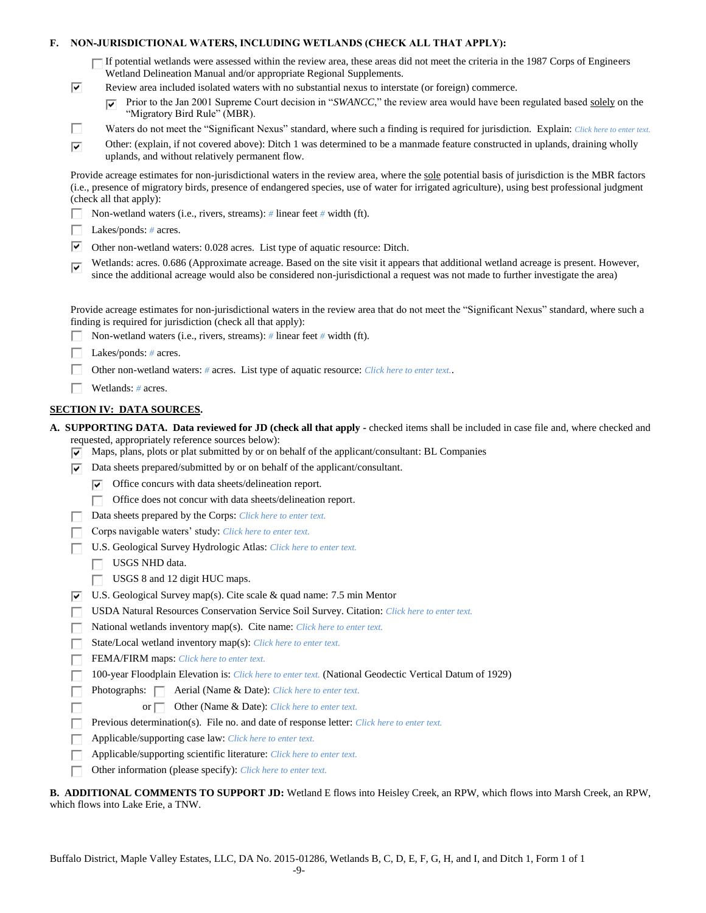**F. NON-JURISDICTIONAL WATERS, INCLUDING WETLANDS (CHECK ALL THAT APPLY):**

- ☐ If potential wetlands were assessed within the review area, these areas did not meet the criteria in the 1987 Corps of Engineers Wetland Delineation Manual and/or appropriate Regional Supplements.
- ☑ Review area included isolated waters with no substantial nexus to interstate (or foreign) commerce.
  - ☑ Prior to the Jan 2001 Supreme Court decision in "*SWANCC*," the review area would have been regulated based solely on the "Migratory Bird Rule" (MBR).
- ☐ Waters do not meet the "Significant Nexus" standard, where such a finding is required for jurisdiction. Explain: *Click here to enter text.*
- ☑ Other: (explain, if not covered above): Ditch 1 was determined to be a manmade feature constructed in uplands, draining wholly uplands, and without relatively permanent flow.

Provide acreage estimates for non-jurisdictional waters in the review area, where the sole potential basis of jurisdiction is the MBR factors (i.e., presence of migratory birds, presence of endangered species, use of water for irrigated agriculture), using best professional judgment (check all that apply):

- ☐ Non-wetland waters (i.e., rivers, streams): *#* linear feet *#* width (ft).
- ☐ Lakes/ponds: *#* acres.
- ☑ Other non-wetland waters: 0.028 acres. List type of aquatic resource: Ditch.
- ☑ Wetlands: acres. 0.686 (Approximate acreage. Based on the site visit it appears that additional wetland acreage is present. However, since the additional acreage would also be considered non-jurisdictional a request was not made to further investigate the area)

Provide acreage estimates for non-jurisdictional waters in the review area that do not meet the "Significant Nexus" standard, where such a finding is required for jurisdiction (check all that apply):

- ☐ Non-wetland waters (i.e., rivers, streams): *#* linear feet *#* width (ft).
- ☐ Lakes/ponds: *#* acres.
- ☐ Other non-wetland waters: *#* acres. List type of aquatic resource: *Click here to enter text.*.
- ☐ Wetlands: *#* acres.

## SECTION IV: DATA SOURCES.

**A. SUPPORTING DATA. Data reviewed for JD (check all that apply** - checked items shall be included in case file and, where checked and requested, appropriately reference sources below):

- ☑ Maps, plans, plots or plat submitted by or on behalf of the applicant/consultant: BL Companies
- ☑ Data sheets prepared/submitted by or on behalf of the applicant/consultant.
  - ☑ Office concurs with data sheets/delineation report.
  - ☐ Office does not concur with data sheets/delineation report.
- ☐ Data sheets prepared by the Corps: *Click here to enter text.*
- ☐ Corps navigable waters' study: *Click here to enter text.*
- ☐ U.S. Geological Survey Hydrologic Atlas: *Click here to enter text.*
  - ☐ USGS NHD data.
  - ☐ USGS 8 and 12 digit HUC maps.
- ☑ U.S. Geological Survey map(s). Cite scale & quad name: 7.5 min Mentor
- ☐ USDA Natural Resources Conservation Service Soil Survey. Citation: *Click here to enter text.*
- ☐ National wetlands inventory map(s). Cite name: *Click here to enter text.*
- ☐ State/Local wetland inventory map(s): *Click here to enter text.*
- ☐ FEMA/FIRM maps: *Click here to enter text.*
- ☐ 100-year Floodplain Elevation is: *Click here to enter text.* (National Geodectic Vertical Datum of 1929)
- ☐ Photographs: ☐ Aerial (Name & Date): *Click here to enter text.*
- ☐ or ☐ Other (Name & Date): *Click here to enter text.*
- ☐ Previous determination(s). File no. and date of response letter: *Click here to enter text.*
- ☐ Applicable/supporting case law: *Click here to enter text.*
- ☐ Applicable/supporting scientific literature: *Click here to enter text.*
- ☐ Other information (please specify): *Click here to enter text.*

**B. ADDITIONAL COMMENTS TO SUPPORT JD:** Wetland E flows into Heisley Creek, an RPW, which flows into Marsh Creek, an RPW, which flows into Lake Erie, a TNW.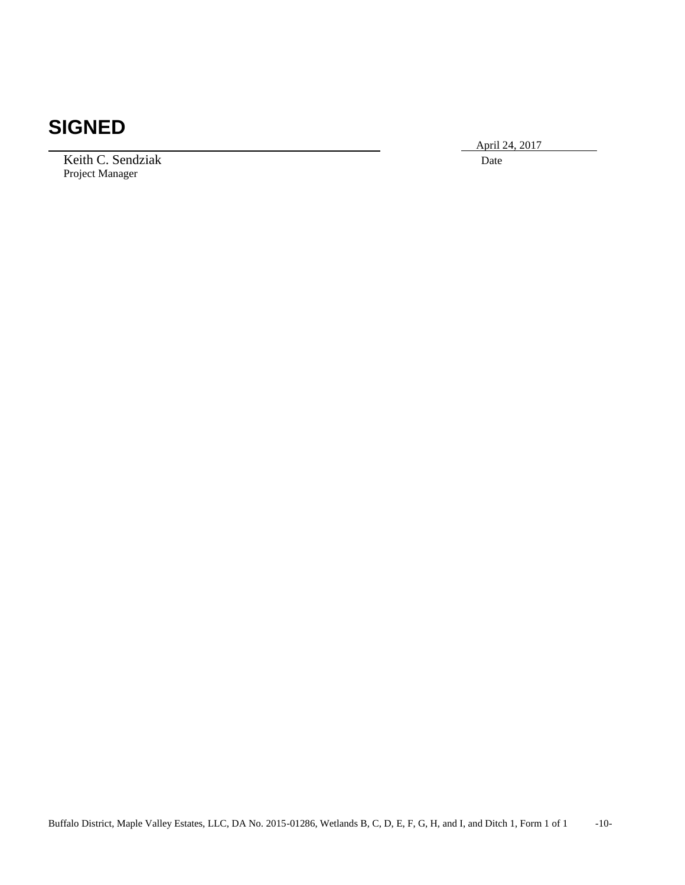# SIGNED

Keith C. Sendziak
Project Manager

April 24, 2017
Date